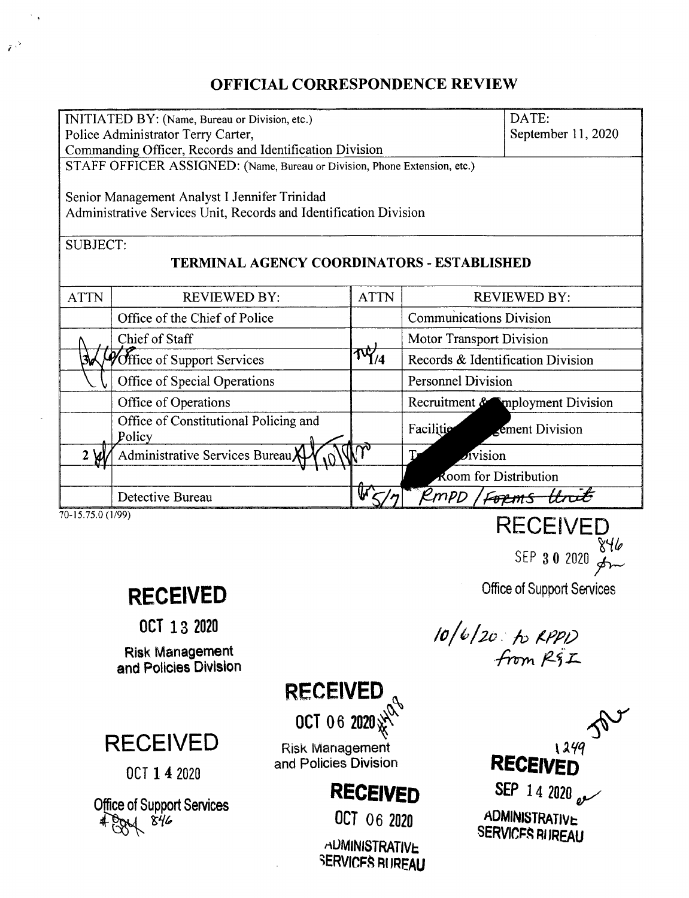## OFFICIAL CORRESPONDENCE REVIEW

| INITIATED BY: (Name, Bureau or Division, etc.) Police Administrator Terry Carter, Commanding Officer, Records and Identification Division | DATE: September 11, 2020 |
|---|---|

STAFF OFFICER ASSIGNED: (Name, Bureau or Division, Phone Extension, etc.)

Senior Management Analyst I Jennifer Trinidad
Administrative Services Unit, Records and Identification Division

SUBJECT:

**TERMINAL AGENCY COORDINATORS - ESTABLISHED**

| ATTN | REVIEWED BY: | ATTN | REVIEWED BY: |
|---|---|---|---|
| | Office of the Chief of Police | | Communications Division |
| | Chief of Staff | | Motor Transport Division |
| 3 | Office of Support Services | 1/4 | Records & Identification Division |
| | Office of Special Operations | | Personnel Division |
| | Office of Operations | | Recruitment & Employment Division |
| | Office of Constitutional Policing and Policy | | Facilities Management Division |
| 2 | Administrative Services Bureau 10/1 | | T Division |
| | | | Room for Distribution |
| | Detective Bureau | 5/7 | RMPD / ~~Forms Unit~~ |

70-15.75.0 (1/99)

RECEIVED
SEP 30 2020 846
Office of Support Services

RECEIVED
OCT 13 2020
Risk Management and Policies Division

10/6/20: to RPPD from R&I

RECEIVED
OCT 06 2020 #498
Risk Management and Policies Division

RECEIVED
OCT 14 2020
Office of Support Services
#884 846

RECEIVED
OCT 06 2020
ADMINISTRATIVE SERVICES BUREAU

1249
RECEIVED
SEP 14 2020
ADMINISTRATIVE SERVICES BUREAU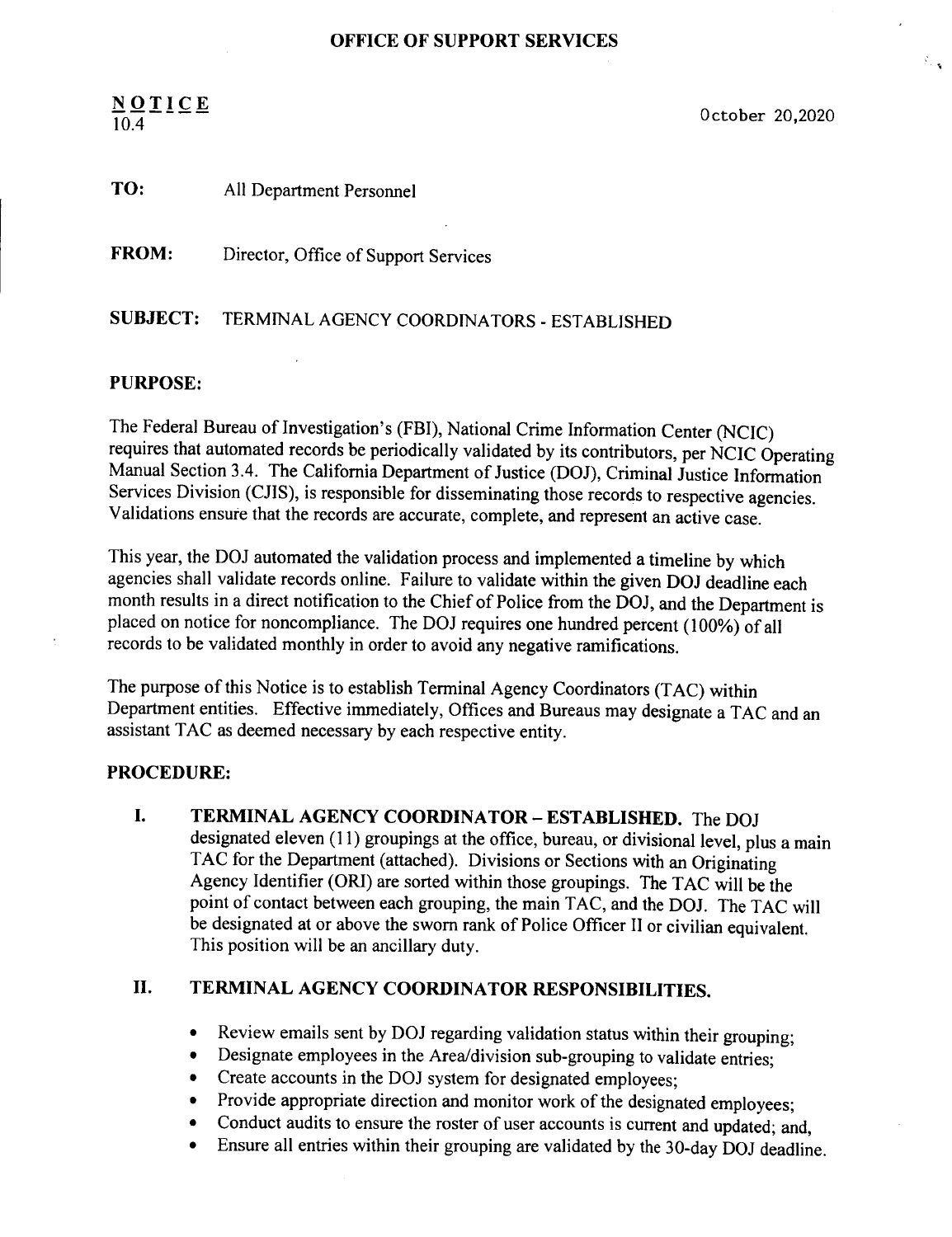**OFFICE OF SUPPORT SERVICES**

**NOTICE**
10.4

October 20,2020

**TO:** All Department Personnel

**FROM:** Director, Office of Support Services

**SUBJECT:** TERMINAL AGENCY COORDINATORS - ESTABLISHED

## PURPOSE:

The Federal Bureau of Investigation's (FBI), National Crime Information Center (NCIC) requires that automated records be periodically validated by its contributors, per NCIC Operating Manual Section 3.4. The California Department of Justice (DOJ), Criminal Justice Information Services Division (CJIS), is responsible for disseminating those records to respective agencies. Validations ensure that the records are accurate, complete, and represent an active case.

This year, the DOJ automated the validation process and implemented a timeline by which agencies shall validate records online. Failure to validate within the given DOJ deadline each month results in a direct notification to the Chief of Police from the DOJ, and the Department is placed on notice for noncompliance. The DOJ requires one hundred percent (100%) of all records to be validated monthly in order to avoid any negative ramifications.

The purpose of this Notice is to establish Terminal Agency Coordinators (TAC) within Department entities. Effective immediately, Offices and Bureaus may designate a TAC and an assistant TAC as deemed necessary by each respective entity.

## PROCEDURE:

**I. TERMINAL AGENCY COORDINATOR – ESTABLISHED.** The DOJ designated eleven (11) groupings at the office, bureau, or divisional level, plus a main TAC for the Department (attached). Divisions or Sections with an Originating Agency Identifier (ORI) are sorted within those groupings. The TAC will be the point of contact between each grouping, the main TAC, and the DOJ. The TAC will be designated at or above the sworn rank of Police Officer II or civilian equivalent. This position will be an ancillary duty.

**II. TERMINAL AGENCY COORDINATOR RESPONSIBILITIES.**

- Review emails sent by DOJ regarding validation status within their grouping;
- Designate employees in the Area/division sub-grouping to validate entries;
- Create accounts in the DOJ system for designated employees;
- Provide appropriate direction and monitor work of the designated employees;
- Conduct audits to ensure the roster of user accounts is current and updated; and,
- Ensure all entries within their grouping are validated by the 30-day DOJ deadline.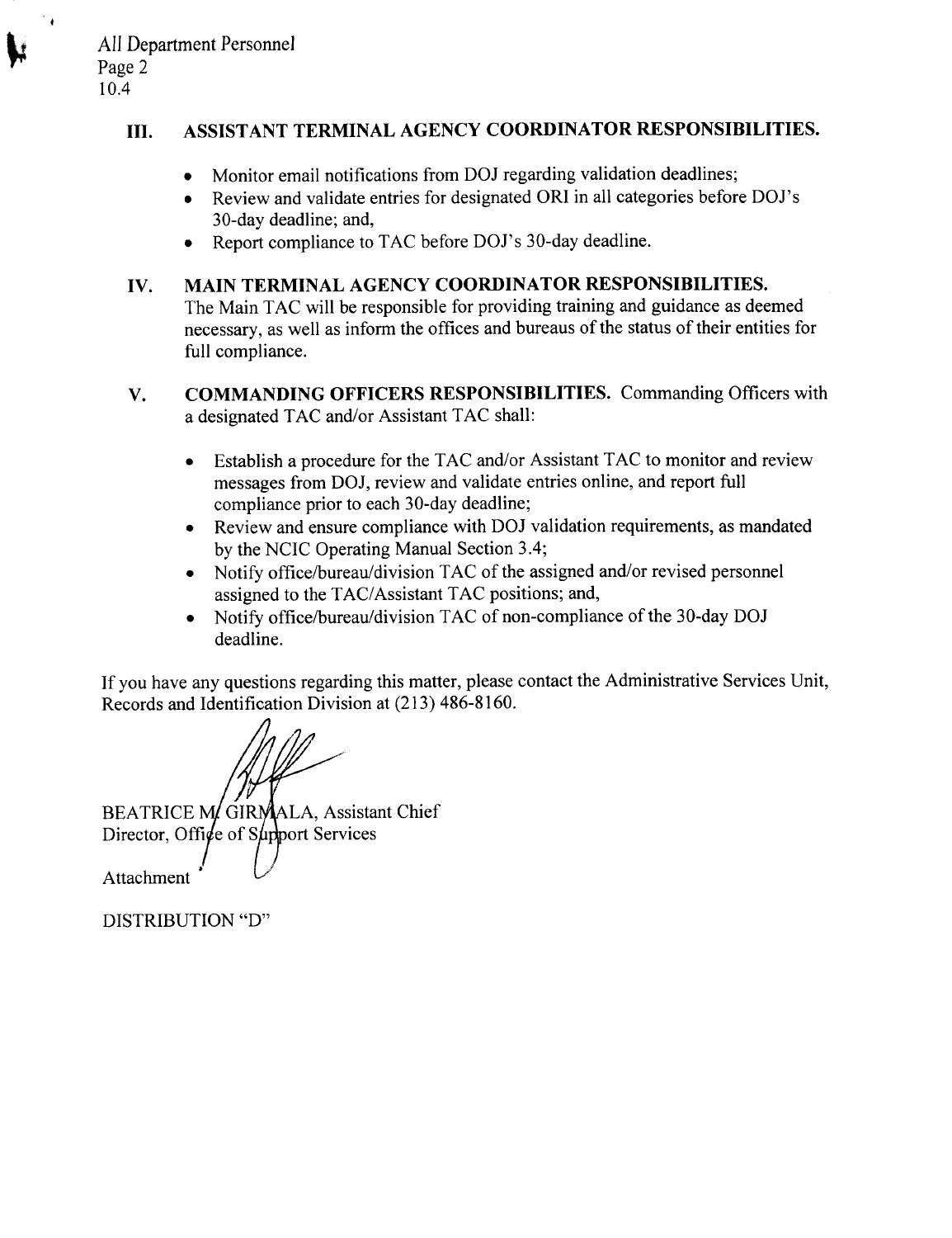## III. ASSISTANT TERMINAL AGENCY COORDINATOR RESPONSIBILITIES.

- Monitor email notifications from DOJ regarding validation deadlines;
- Review and validate entries for designated ORI in all categories before DOJ's 30-day deadline; and,
- Report compliance to TAC before DOJ's 30-day deadline.

## IV. MAIN TERMINAL AGENCY COORDINATOR RESPONSIBILITIES.

The Main TAC will be responsible for providing training and guidance as deemed necessary, as well as inform the offices and bureaus of the status of their entities for full compliance.

## V. COMMANDING OFFICERS RESPONSIBILITIES.

Commanding Officers with a designated TAC and/or Assistant TAC shall:

- Establish a procedure for the TAC and/or Assistant TAC to monitor and review messages from DOJ, review and validate entries online, and report full compliance prior to each 30-day deadline;
- Review and ensure compliance with DOJ validation requirements, as mandated by the NCIC Operating Manual Section 3.4;
- Notify office/bureau/division TAC of the assigned and/or revised personnel assigned to the TAC/Assistant TAC positions; and,
- Notify office/bureau/division TAC of non-compliance of the 30-day DOJ deadline.

If you have any questions regarding this matter, please contact the Administrative Services Unit, Records and Identification Division at (213) 486-8160.

BEATRICE M. GIRMALA, Assistant Chief
Director, Office of Support Services

Attachment

DISTRIBUTION "D"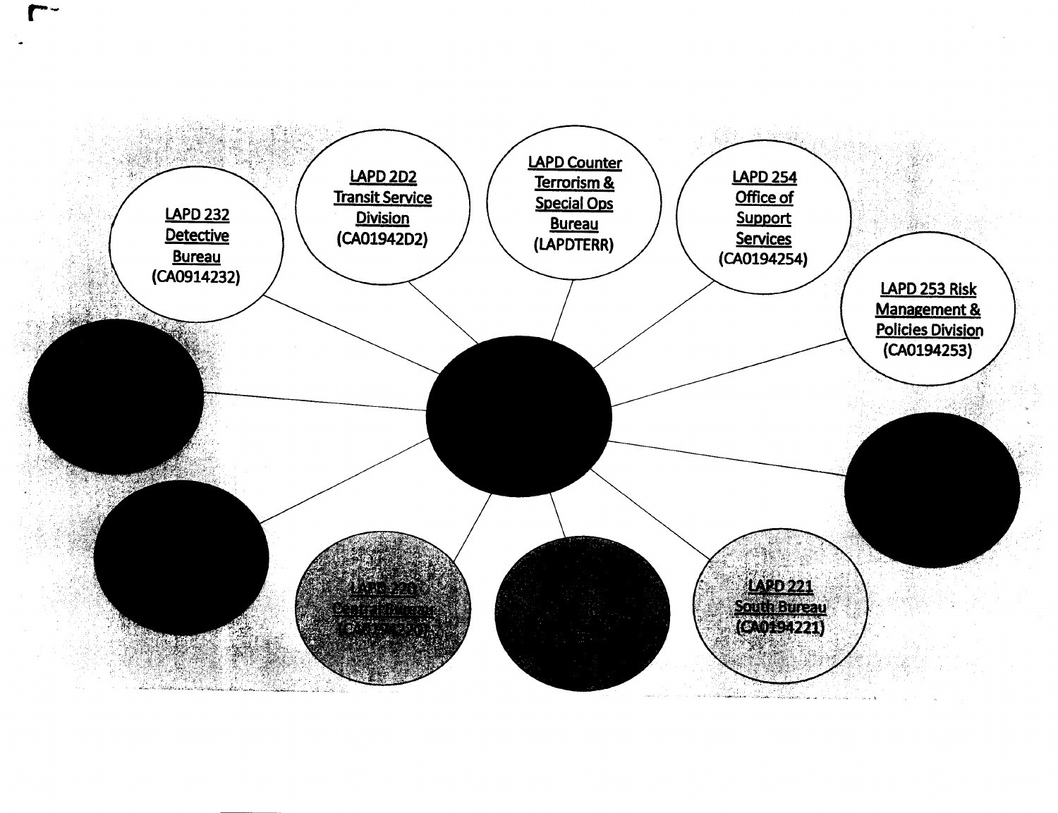LAPD 232 Detective Bureau (CA0914232)

LAPD 2D2 Transit Service Division (CA01942D2)

LAPD Counter Terrorism & Special Ops Bureau (LAPDTERR)

LAPD 254 Office of Support Services (CA0194254)

LAPD 253 Risk Management & Policies Division (CA0194253)

LAPD 220 Central Bureau (CA0194220)

LAPD 221 South Bureau (CA0194221)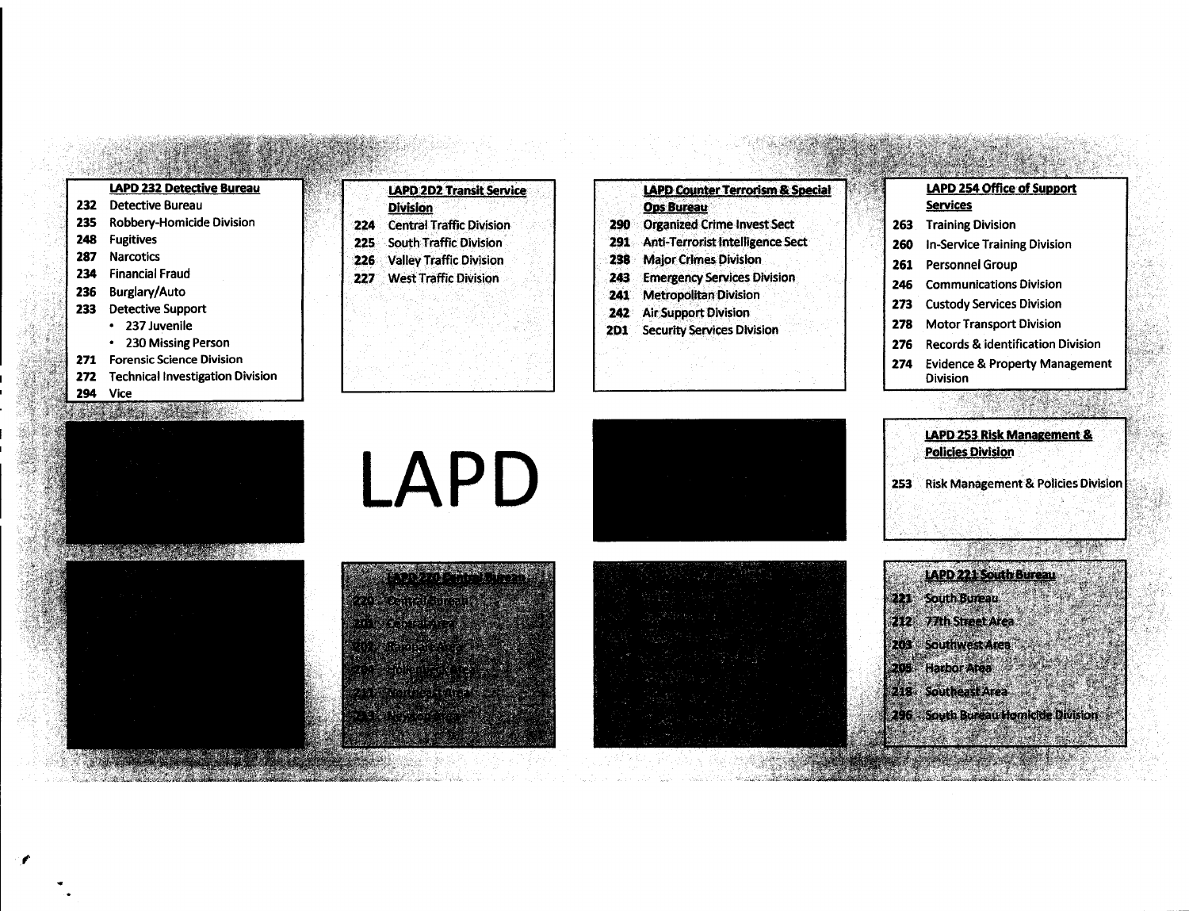**LAPD 232 Detective Bureau**

- **232** Detective Bureau
- **235** Robbery-Homicide Division
- **248** Fugitives
- **287** Narcotics
- **234** Financial Fraud
- **236** Burglary/Auto
- **233** Detective Support
  - 237 Juvenile
  - 230 Missing Person
- **271** Forensic Science Division
- **272** Technical Investigation Division
- **294** Vice

**LAPD 2D2 Transit Service Division**

- **224** Central Traffic Division
- **225** South Traffic Division
- **226** Valley Traffic Division
- **227** West Traffic Division

**LAPD Counter Terrorism & Special Ops Bureau**

- **290** Organized Crime Invest Sect
- **291** Anti-Terrorist Intelligence Sect
- **238** Major Crimes Division
- **243** Emergency Services Division
- **241** Metropolitan Division
- **242** Air Support Division
- **2D1** Security Services Division

**LAPD 254 Office of Support Services**

- **263** Training Division
- **260** In-Service Training Division
- **261** Personnel Group
- **246** Communications Division
- **273** Custody Services Division
- **278** Motor Transport Division
- **276** Records & identification Division
- **274** Evidence & Property Management Division

# LAPD

**LAPD 253 Risk Management & Policies Division**

- **253** Risk Management & Policies Division

**LAPD 220 Central Bureau**

- **220** Central Bureau
- **201** Central Area
- **202** Rampart Area
- **206** Hollywood Area
- **211** Northeast Area
- **213** Newton Area

**LAPD 221 South Bureau**

- **221** South Bureau
- **212** 77th Street Area
- **203** Southwest Area
- **205** Harbor Area
- **218** Southeast Area
- **296** South Bureau Homicide Division